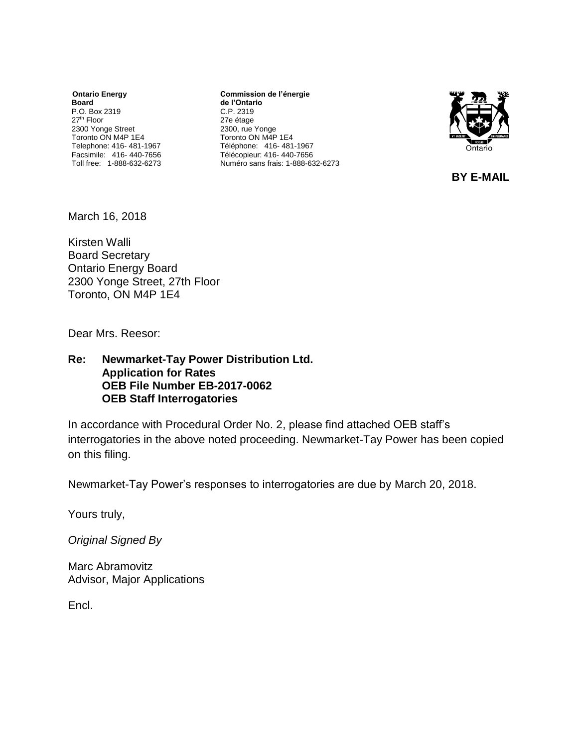**Ontario Energy Board**
P.O. Box 2319
27th Floor
2300 Yonge Street
Toronto ON M4P 1E4
Telephone: 416- 481-1967
Facsimile: 416- 440-7656
Toll free: 1-888-632-6273

**Commission de l'énergie de l'Ontario**
C.P. 2319
27e étage
2300, rue Yonge
Toronto ON M4P 1E4
Téléphone: 416- 481-1967
Télécopieur: 416- 440-7656
Numéro sans frais: 1-888-632-6273

**BY E-MAIL**

March 16, 2018

Kirsten Walli
Board Secretary
Ontario Energy Board
2300 Yonge Street, 27th Floor
Toronto, ON M4P 1E4

Dear Mrs. Reesor:

**Re: Newmarket-Tay Power Distribution Ltd.**
**Application for Rates**
**OEB File Number EB-2017-0062**
**OEB Staff Interrogatories**

In accordance with Procedural Order No. 2, please find attached OEB staff's interrogatories in the above noted proceeding. Newmarket-Tay Power has been copied on this filing.

Newmarket-Tay Power's responses to interrogatories are due by March 20, 2018.

Yours truly,

*Original Signed By*

Marc Abramovitz
Advisor, Major Applications

Encl.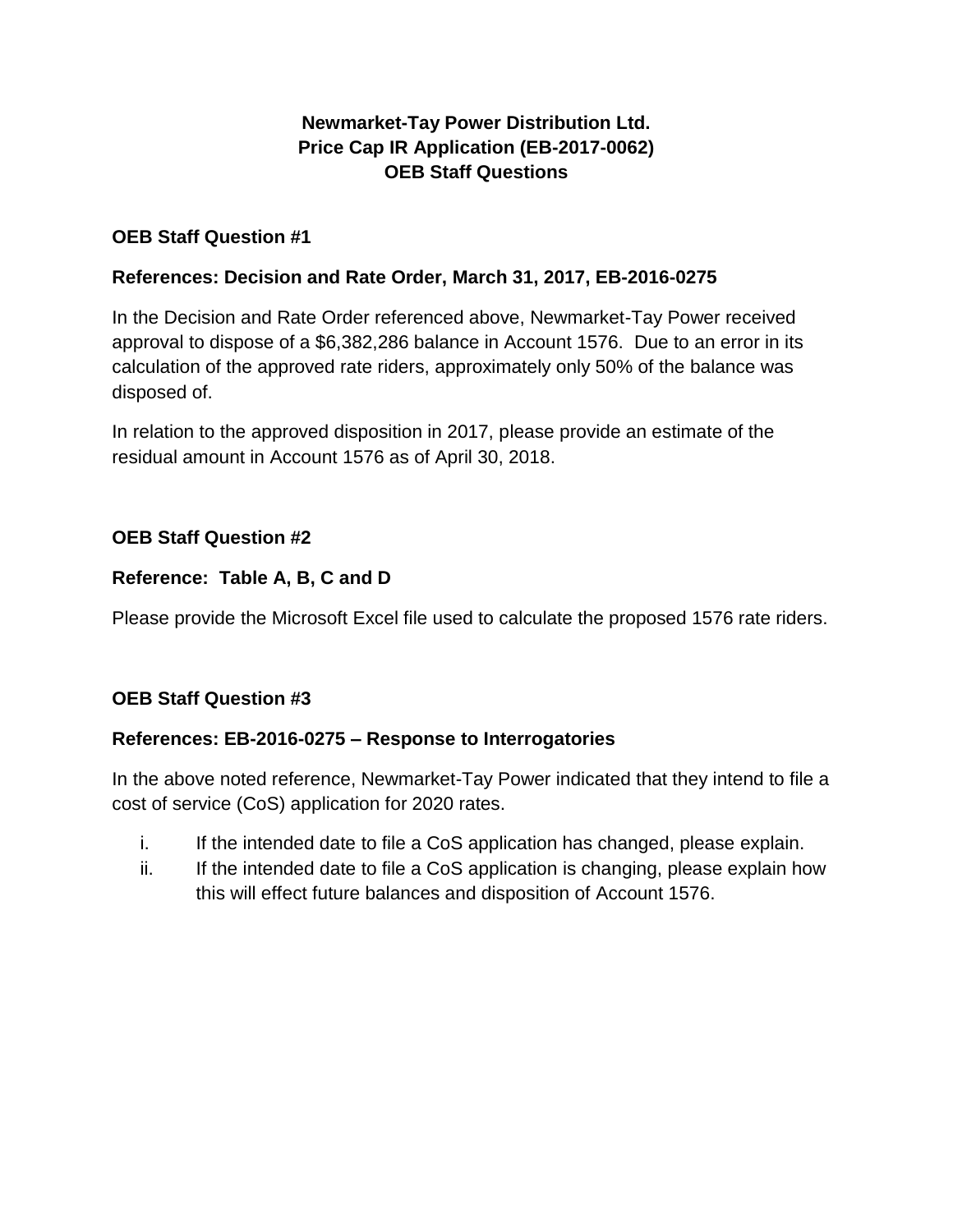**Newmarket-Tay Power Distribution Ltd.**
**Price Cap IR Application (EB-2017-0062)**
**OEB Staff Questions**

**OEB Staff Question #1**

**References: Decision and Rate Order, March 31, 2017, EB-2016-0275**

In the Decision and Rate Order referenced above, Newmarket-Tay Power received approval to dispose of a $6,382,286 balance in Account 1576. Due to an error in its calculation of the approved rate riders, approximately only 50% of the balance was disposed of.

In relation to the approved disposition in 2017, please provide an estimate of the residual amount in Account 1576 as of April 30, 2018.

**OEB Staff Question #2**

**Reference: Table A, B, C and D**

Please provide the Microsoft Excel file used to calculate the proposed 1576 rate riders.

**OEB Staff Question #3**

**References: EB-2016-0275 – Response to Interrogatories**

In the above noted reference, Newmarket-Tay Power indicated that they intend to file a cost of service (CoS) application for 2020 rates.

i. If the intended date to file a CoS application has changed, please explain.
ii. If the intended date to file a CoS application is changing, please explain how this will effect future balances and disposition of Account 1576.